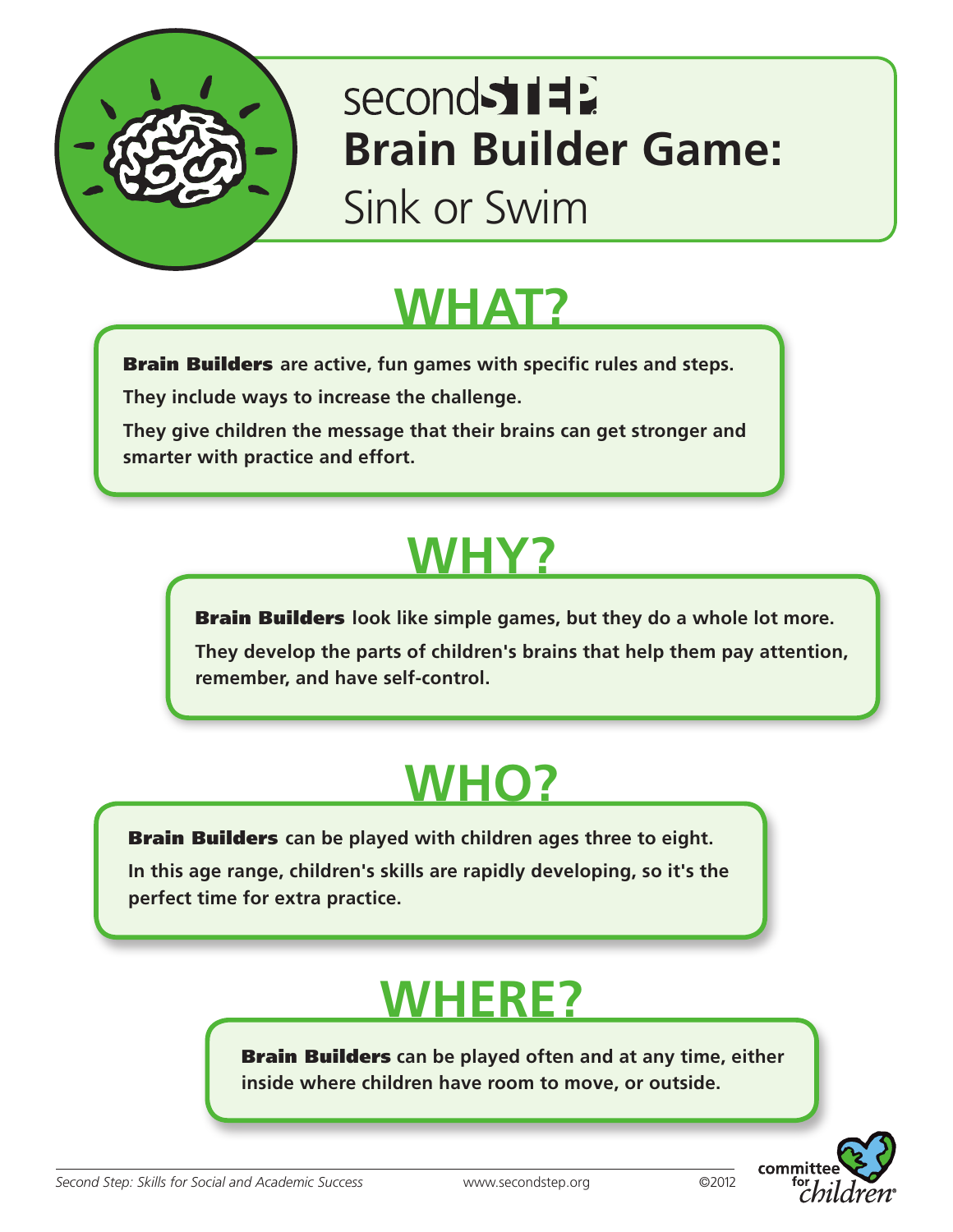# secondSTEP
# Brain Builder Game:
## Sink or Swim

## WHAT?

**Brain Builders** **are active, fun games with specific rules and steps.**

**They include ways to increase the challenge.**

**They give children the message that their brains can get stronger and smarter with practice and effort.**

## WHY?

**Brain Builders** **look like simple games, but they do a whole lot more.**

**They develop the parts of children's brains that help them pay attention, remember, and have self-control.**

## WHO?

**Brain Builders** **can be played with children ages three to eight.**

**In this age range, children's skills are rapidly developing, so it's the perfect time for extra practice.**

## WHERE?

**Brain Builders** **can be played often and at any time, either inside where children have room to move, or outside.**

*Second Step: Skills for Social and Academic Success* www.secondstep.org ©2012

committee for children®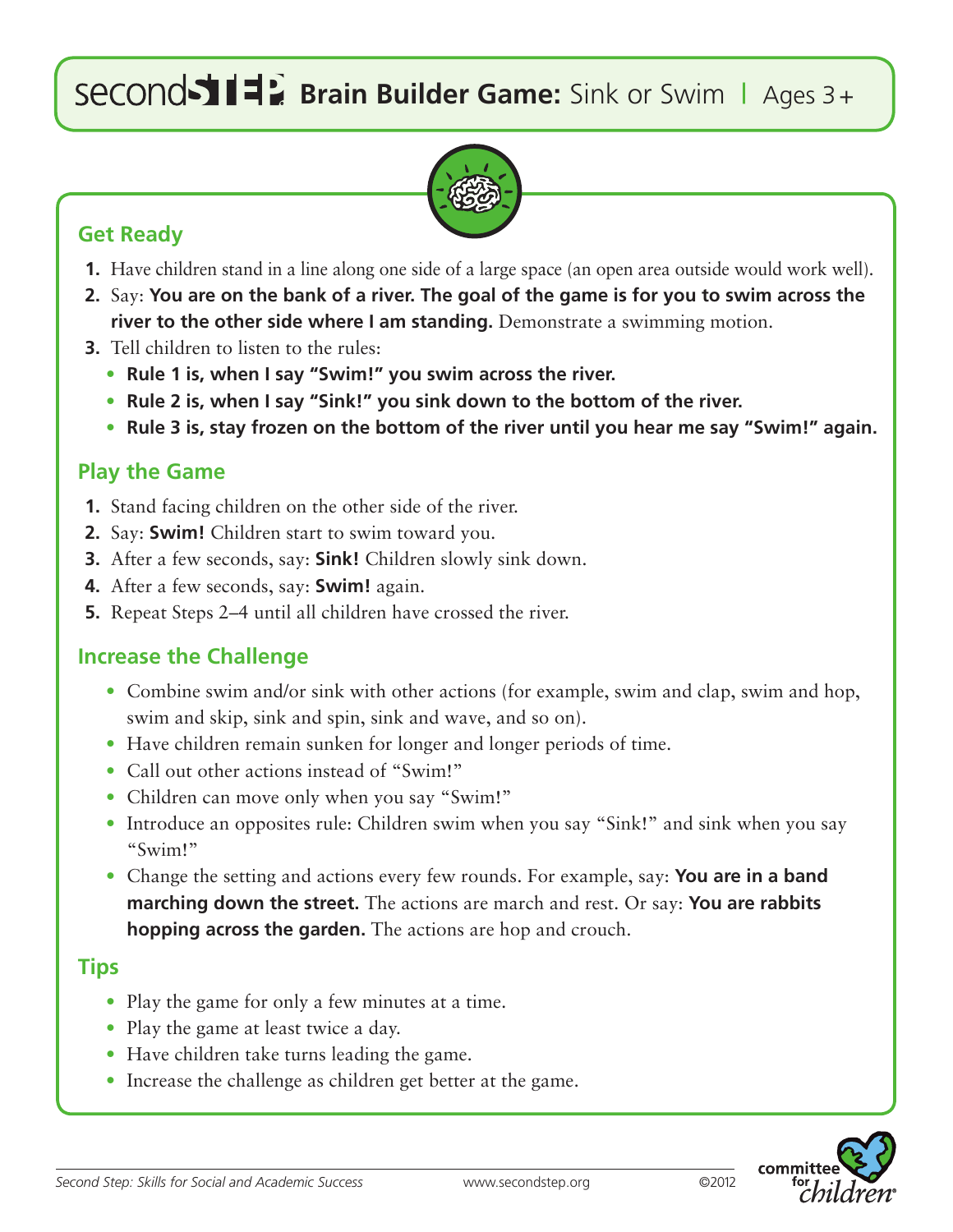# secondSTEP Brain Builder Game: Sink or Swim | Ages 3+

## Get Ready

1. Have children stand in a line along one side of a large space (an open area outside would work well).
2. Say: **You are on the bank of a river. The goal of the game is for you to swim across the river to the other side where I am standing.** Demonstrate a swimming motion.
3. Tell children to listen to the rules:
   - **Rule 1 is, when I say "Swim!" you swim across the river.**
   - **Rule 2 is, when I say "Sink!" you sink down to the bottom of the river.**
   - **Rule 3 is, stay frozen on the bottom of the river until you hear me say "Swim!" again.**

## Play the Game

1. Stand facing children on the other side of the river.
2. Say: **Swim!** Children start to swim toward you.
3. After a few seconds, say: **Sink!** Children slowly sink down.
4. After a few seconds, say: **Swim!** again.
5. Repeat Steps 2–4 until all children have crossed the river.

## Increase the Challenge

- Combine swim and/or sink with other actions (for example, swim and clap, swim and hop, swim and skip, sink and spin, sink and wave, and so on).
- Have children remain sunken for longer and longer periods of time.
- Call out other actions instead of "Swim!"
- Children can move only when you say "Swim!"
- Introduce an opposites rule: Children swim when you say "Sink!" and sink when you say "Swim!"
- Change the setting and actions every few rounds. For example, say: **You are in a band marching down the street.** The actions are march and rest. Or say: **You are rabbits hopping across the garden.** The actions are hop and crouch.

## Tips

- Play the game for only a few minutes at a time.
- Play the game at least twice a day.
- Have children take turns leading the game.
- Increase the challenge as children get better at the game.

*Second Step: Skills for Social and Academic Success* www.secondstep.org ©2012

committee for children